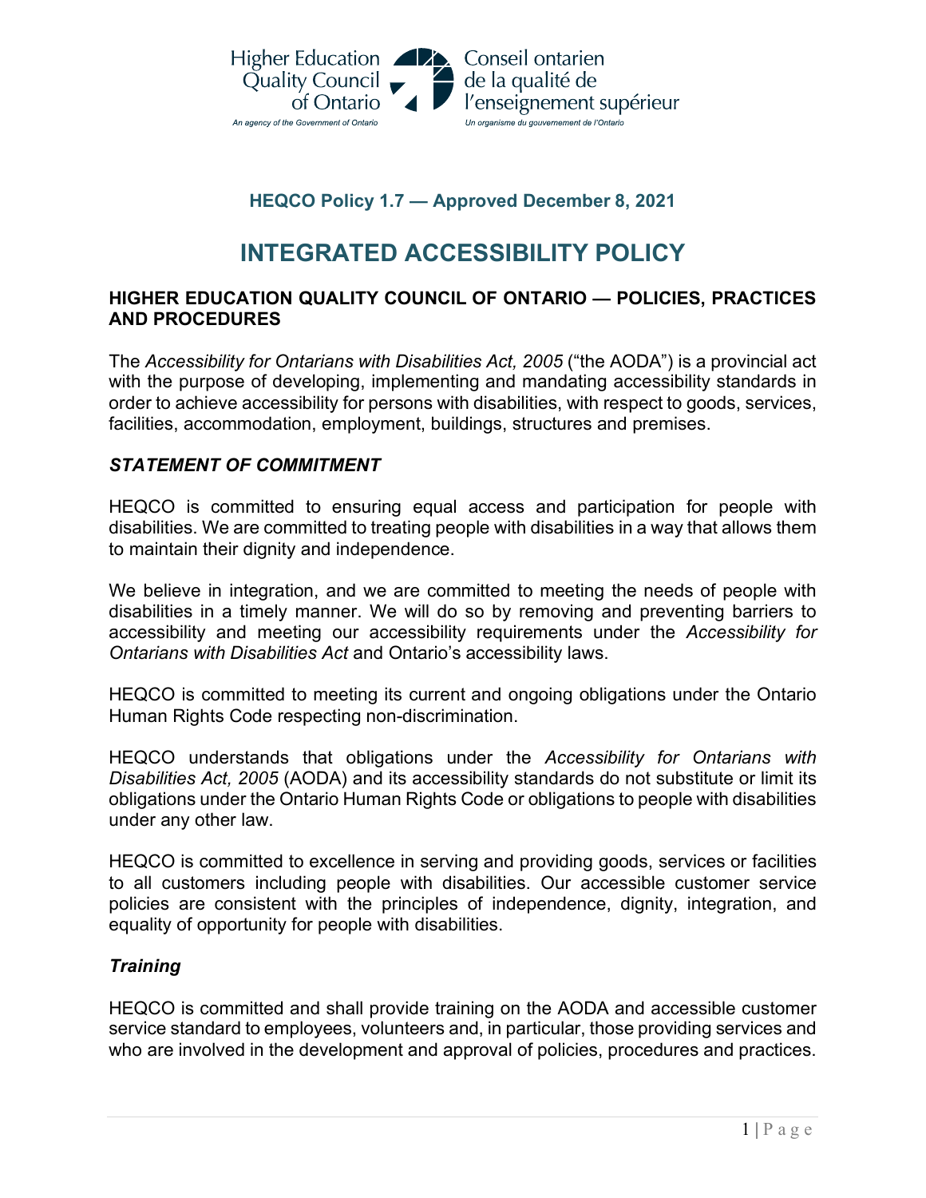Higher Education Quality Council of Ontario
An agency of the Government of Ontario

Conseil ontarien de la qualité de l'enseignement supérieur
Un organisme du gouvernement de l'Ontario

**HEQCO Policy 1.7 — Approved December 8, 2021**

# INTEGRATED ACCESSIBILITY POLICY

## HIGHER EDUCATION QUALITY COUNCIL OF ONTARIO — POLICIES, PRACTICES AND PROCEDURES

The *Accessibility for Ontarians with Disabilities Act, 2005* ("the AODA") is a provincial act with the purpose of developing, implementing and mandating accessibility standards in order to achieve accessibility for persons with disabilities, with respect to goods, services, facilities, accommodation, employment, buildings, structures and premises.

### *STATEMENT OF COMMITMENT*

HEQCO is committed to ensuring equal access and participation for people with disabilities. We are committed to treating people with disabilities in a way that allows them to maintain their dignity and independence.

We believe in integration, and we are committed to meeting the needs of people with disabilities in a timely manner. We will do so by removing and preventing barriers to accessibility and meeting our accessibility requirements under the *Accessibility for Ontarians with Disabilities Act* and Ontario's accessibility laws.

HEQCO is committed to meeting its current and ongoing obligations under the Ontario Human Rights Code respecting non-discrimination.

HEQCO understands that obligations under the *Accessibility for Ontarians with Disabilities Act, 2005* (AODA) and its accessibility standards do not substitute or limit its obligations under the Ontario Human Rights Code or obligations to people with disabilities under any other law.

HEQCO is committed to excellence in serving and providing goods, services or facilities to all customers including people with disabilities. Our accessible customer service policies are consistent with the principles of independence, dignity, integration, and equality of opportunity for people with disabilities.

### *Training*

HEQCO is committed and shall provide training on the AODA and accessible customer service standard to employees, volunteers and, in particular, those providing services and who are involved in the development and approval of policies, procedures and practices.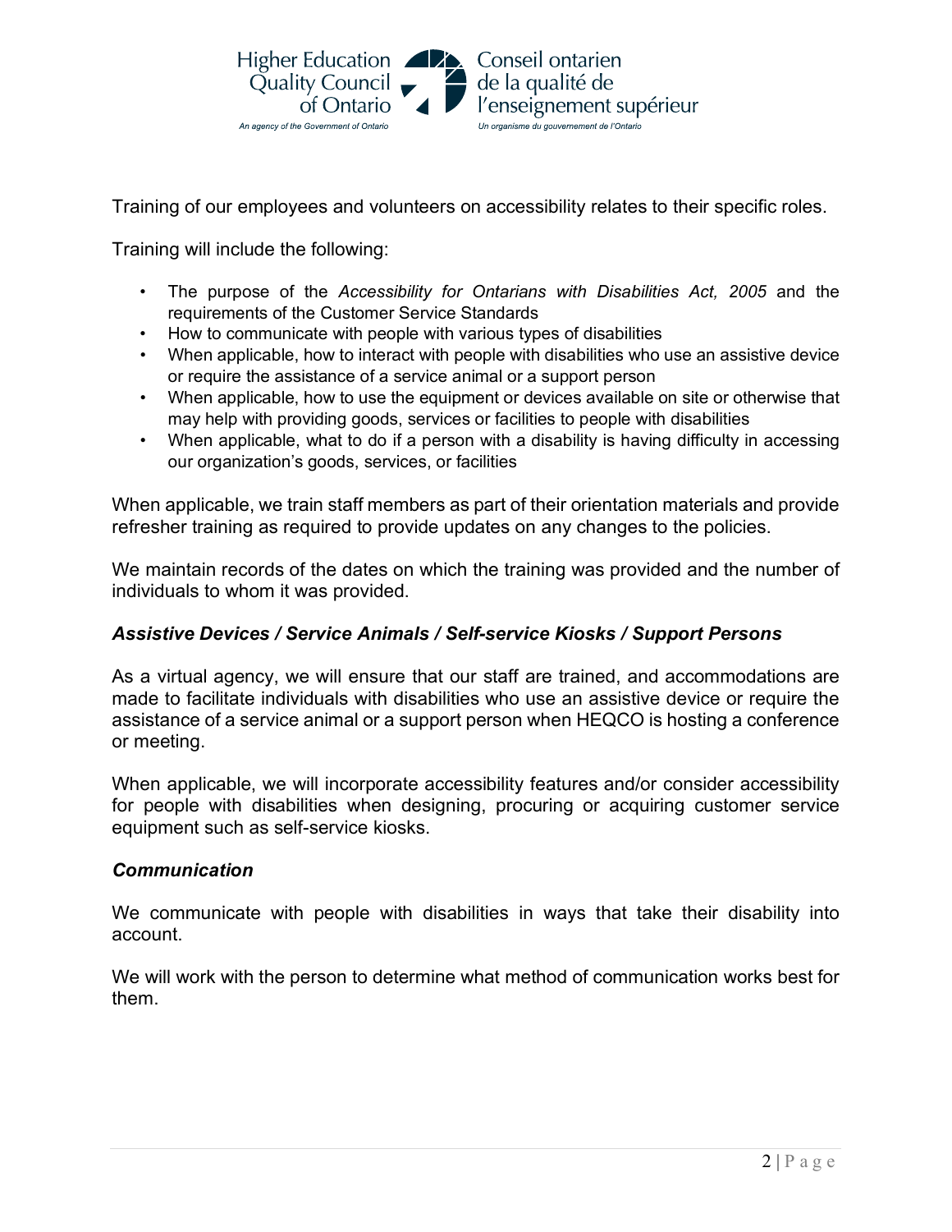Training of our employees and volunteers on accessibility relates to their specific roles.

Training will include the following:

- The purpose of the *Accessibility for Ontarians with Disabilities Act, 2005* and the requirements of the Customer Service Standards
- How to communicate with people with various types of disabilities
- When applicable, how to interact with people with disabilities who use an assistive device or require the assistance of a service animal or a support person
- When applicable, how to use the equipment or devices available on site or otherwise that may help with providing goods, services or facilities to people with disabilities
- When applicable, what to do if a person with a disability is having difficulty in accessing our organization's goods, services, or facilities

When applicable, we train staff members as part of their orientation materials and provide refresher training as required to provide updates on any changes to the policies.

We maintain records of the dates on which the training was provided and the number of individuals to whom it was provided.

### *Assistive Devices / Service Animals / Self-service Kiosks / Support Persons*

As a virtual agency, we will ensure that our staff are trained, and accommodations are made to facilitate individuals with disabilities who use an assistive device or require the assistance of a service animal or a support person when HEQCO is hosting a conference or meeting.

When applicable, we will incorporate accessibility features and/or consider accessibility for people with disabilities when designing, procuring or acquiring customer service equipment such as self-service kiosks.

### *Communication*

We communicate with people with disabilities in ways that take their disability into account.

We will work with the person to determine what method of communication works best for them.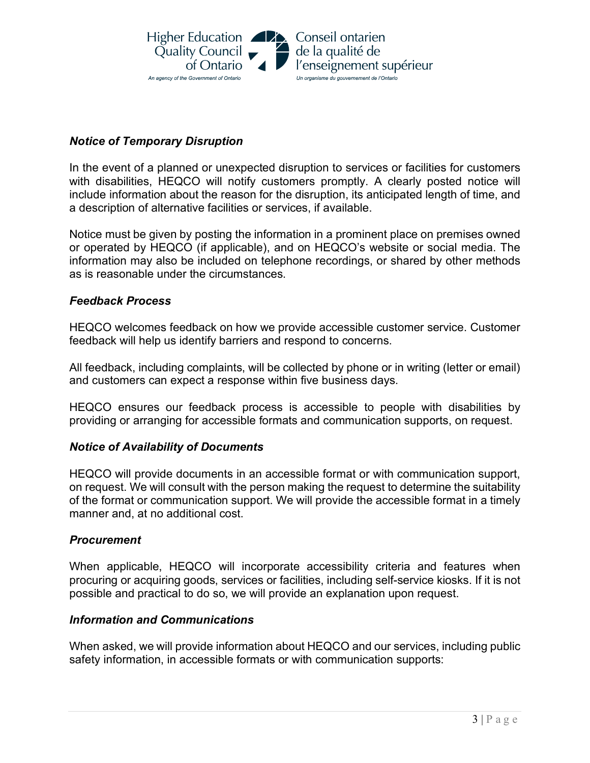### *Notice of Temporary Disruption*

In the event of a planned or unexpected disruption to services or facilities for customers with disabilities, HEQCO will notify customers promptly. A clearly posted notice will include information about the reason for the disruption, its anticipated length of time, and a description of alternative facilities or services, if available.

Notice must be given by posting the information in a prominent place on premises owned or operated by HEQCO (if applicable), and on HEQCO's website or social media. The information may also be included on telephone recordings, or shared by other methods as is reasonable under the circumstances.

### *Feedback Process*

HEQCO welcomes feedback on how we provide accessible customer service. Customer feedback will help us identify barriers and respond to concerns.

All feedback, including complaints, will be collected by phone or in writing (letter or email) and customers can expect a response within five business days.

HEQCO ensures our feedback process is accessible to people with disabilities by providing or arranging for accessible formats and communication supports, on request.

### *Notice of Availability of Documents*

HEQCO will provide documents in an accessible format or with communication support, on request. We will consult with the person making the request to determine the suitability of the format or communication support. We will provide the accessible format in a timely manner and, at no additional cost.

### *Procurement*

When applicable, HEQCO will incorporate accessibility criteria and features when procuring or acquiring goods, services or facilities, including self-service kiosks. If it is not possible and practical to do so, we will provide an explanation upon request.

### *Information and Communications*

When asked, we will provide information about HEQCO and our services, including public safety information, in accessible formats or with communication supports: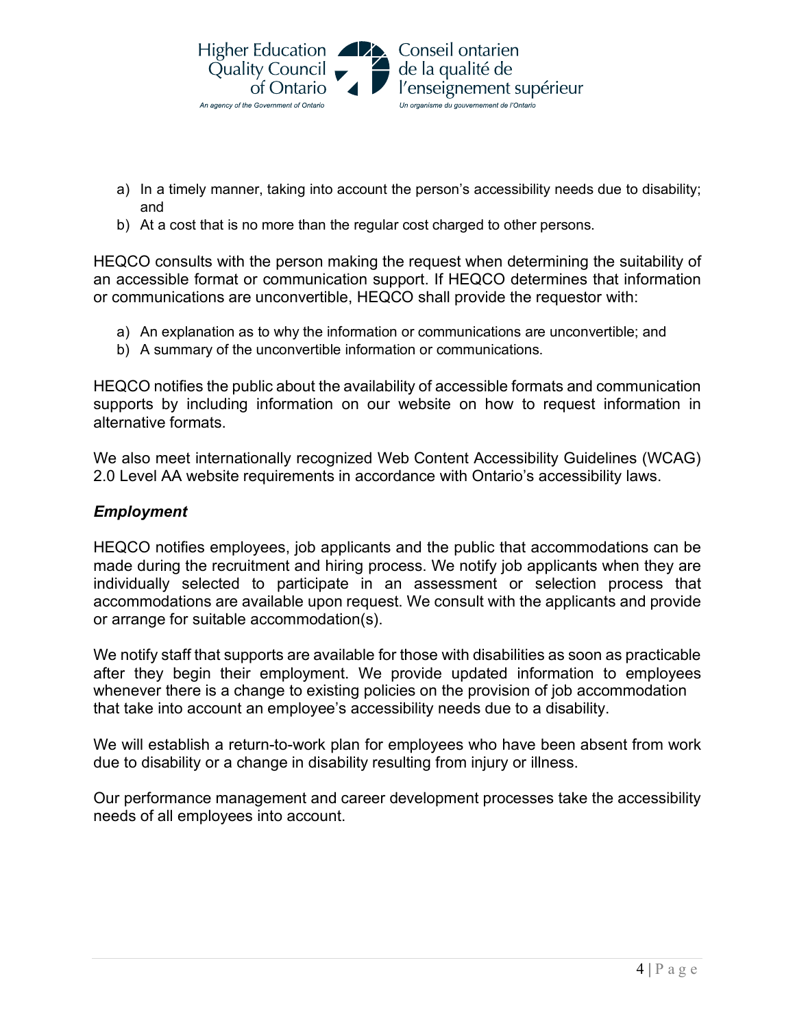a) In a timely manner, taking into account the person's accessibility needs due to disability; and
b) At a cost that is no more than the regular cost charged to other persons.

HEQCO consults with the person making the request when determining the suitability of an accessible format or communication support. If HEQCO determines that information or communications are unconvertible, HEQCO shall provide the requestor with:

a) An explanation as to why the information or communications are unconvertible; and
b) A summary of the unconvertible information or communications.

HEQCO notifies the public about the availability of accessible formats and communication supports by including information on our website on how to request information in alternative formats.

We also meet internationally recognized Web Content Accessibility Guidelines (WCAG) 2.0 Level AA website requirements in accordance with Ontario's accessibility laws.

### *Employment*

HEQCO notifies employees, job applicants and the public that accommodations can be made during the recruitment and hiring process. We notify job applicants when they are individually selected to participate in an assessment or selection process that accommodations are available upon request. We consult with the applicants and provide or arrange for suitable accommodation(s).

We notify staff that supports are available for those with disabilities as soon as practicable after they begin their employment. We provide updated information to employees whenever there is a change to existing policies on the provision of job accommodation that take into account an employee's accessibility needs due to a disability.

We will establish a return-to-work plan for employees who have been absent from work due to disability or a change in disability resulting from injury or illness.

Our performance management and career development processes take the accessibility needs of all employees into account.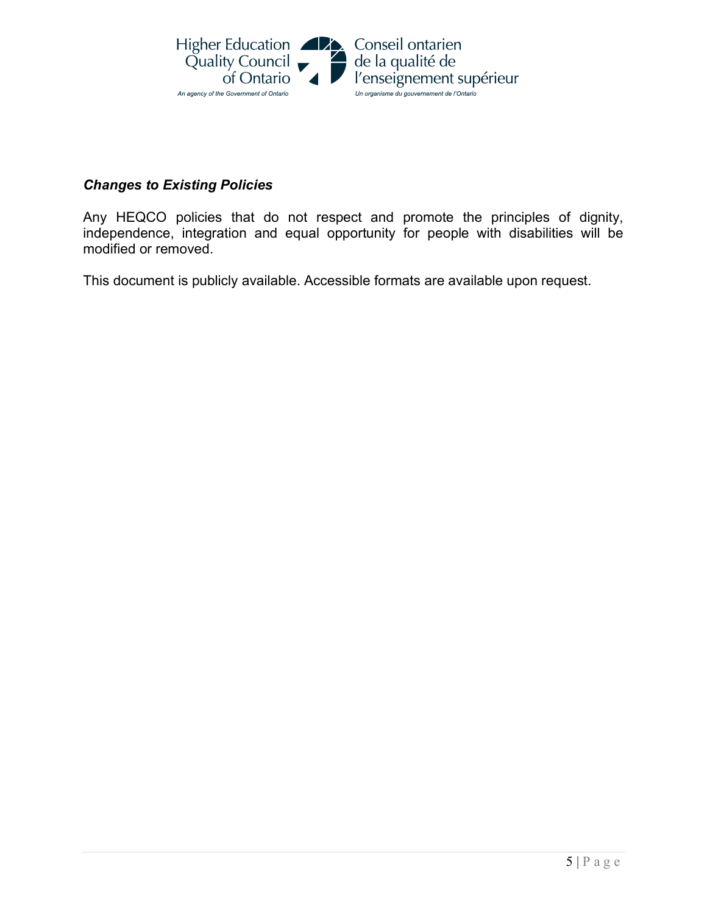### *Changes to Existing Policies*

Any HEQCO policies that do not respect and promote the principles of dignity, independence, integration and equal opportunity for people with disabilities will be modified or removed.

This document is publicly available. Accessible formats are available upon request.